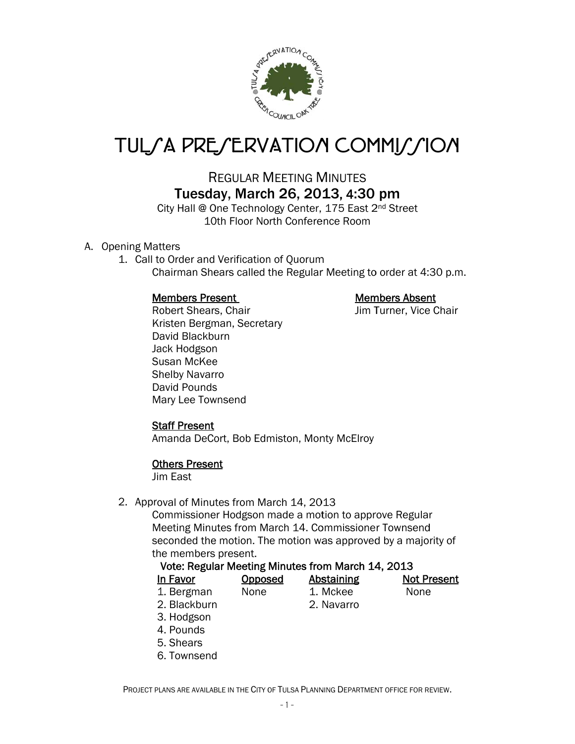# TULSA PRESERVATION COMMISSION

## REGULAR MEETING MINUTES

### Tuesday, March 26, 2013, 4:30 pm

City Hall @ One Technology Center, 175 East 2nd Street
10th Floor North Conference Room

A. Opening Matters

1. Call to Order and Verification of Quorum

   Chairman Shears called the Regular Meeting to order at 4:30 p.m.

   **Members Present**
   Robert Shears, Chair
   Kristen Bergman, Secretary
   David Blackburn
   Jack Hodgson
   Susan McKee
   Shelby Navarro
   David Pounds
   Mary Lee Townsend

   **Members Absent**
   Jim Turner, Vice Chair

   **Staff Present**
   Amanda DeCort, Bob Edmiston, Monty McElroy

   **Others Present**
   Jim East

2. Approval of Minutes from March 14, 2013

   Commissioner Hodgson made a motion to approve Regular Meeting Minutes from March 14. Commissioner Townsend seconded the motion. The motion was approved by a majority of the members present.

   **Vote: Regular Meeting Minutes from March 14, 2013**

| In Favor | Opposed | Abstaining | Not Present |
|---|---|---|---|
| 1. Bergman | None | 1. Mckee | None |
| 2. Blackburn | | 2. Navarro | |
| 3. Hodgson | | | |
| 4. Pounds | | | |
| 5. Shears | | | |
| 6. Townsend | | | |

PROJECT PLANS ARE AVAILABLE IN THE CITY OF TULSA PLANNING DEPARTMENT OFFICE FOR REVIEW.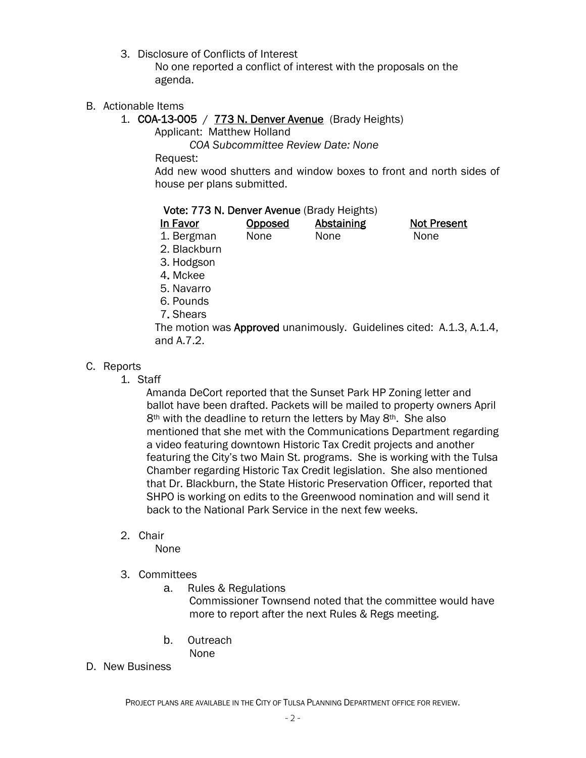3. Disclosure of Conflicts of Interest

   No one reported a conflict of interest with the proposals on the agenda.

B. Actionable Items

1. **COA-13-005** / **773 N. Denver Avenue** (Brady Heights)

   Applicant: Matthew Holland

   *COA Subcommittee Review Date: None*

   Request:

   Add new wood shutters and window boxes to front and north sides of house per plans submitted.

   **Vote: 773 N. Denver Avenue** (Brady Heights)

   | In Favor | Opposed | Abstaining | Not Present |
   |---|---|---|---|
   | 1. Bergman | None | None | None |
   | 2. Blackburn | | | |
   | 3. Hodgson | | | |
   | 4. Mckee | | | |
   | 5. Navarro | | | |
   | 6. Pounds | | | |
   | 7. Shears | | | |

   The motion was **Approved** unanimously. Guidelines cited: A.1.3, A.1.4, and A.7.2.

C. Reports

1. Staff

   Amanda DeCort reported that the Sunset Park HP Zoning letter and ballot have been drafted. Packets will be mailed to property owners April 8th with the deadline to return the letters by May 8th. She also mentioned that she met with the Communications Department regarding a video featuring downtown Historic Tax Credit projects and another featuring the City's two Main St. programs. She is working with the Tulsa Chamber regarding Historic Tax Credit legislation. She also mentioned that Dr. Blackburn, the State Historic Preservation Officer, reported that SHPO is working on edits to the Greenwood nomination and will send it back to the National Park Service in the next few weeks.

2. Chair

   None

3. Committees

   a. Rules & Regulations

      Commissioner Townsend noted that the committee would have more to report after the next Rules & Regs meeting.

   b. Outreach

      None

D. New Business

PROJECT PLANS ARE AVAILABLE IN THE CITY OF TULSA PLANNING DEPARTMENT OFFICE FOR REVIEW.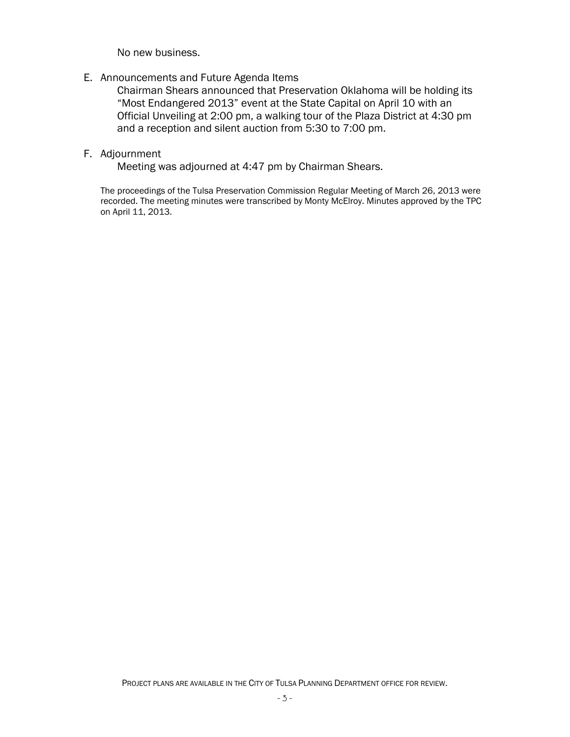No new business.

E. Announcements and Future Agenda Items

   Chairman Shears announced that Preservation Oklahoma will be holding its "Most Endangered 2013" event at the State Capital on April 10 with an Official Unveiling at 2:00 pm, a walking tour of the Plaza District at 4:30 pm and a reception and silent auction from 5:30 to 7:00 pm.

F. Adjournment

   Meeting was adjourned at 4:47 pm by Chairman Shears.

The proceedings of the Tulsa Preservation Commission Regular Meeting of March 26, 2013 were recorded. The meeting minutes were transcribed by Monty McElroy. Minutes approved by the TPC on April 11, 2013.

PROJECT PLANS ARE AVAILABLE IN THE CITY OF TULSA PLANNING DEPARTMENT OFFICE FOR REVIEW.